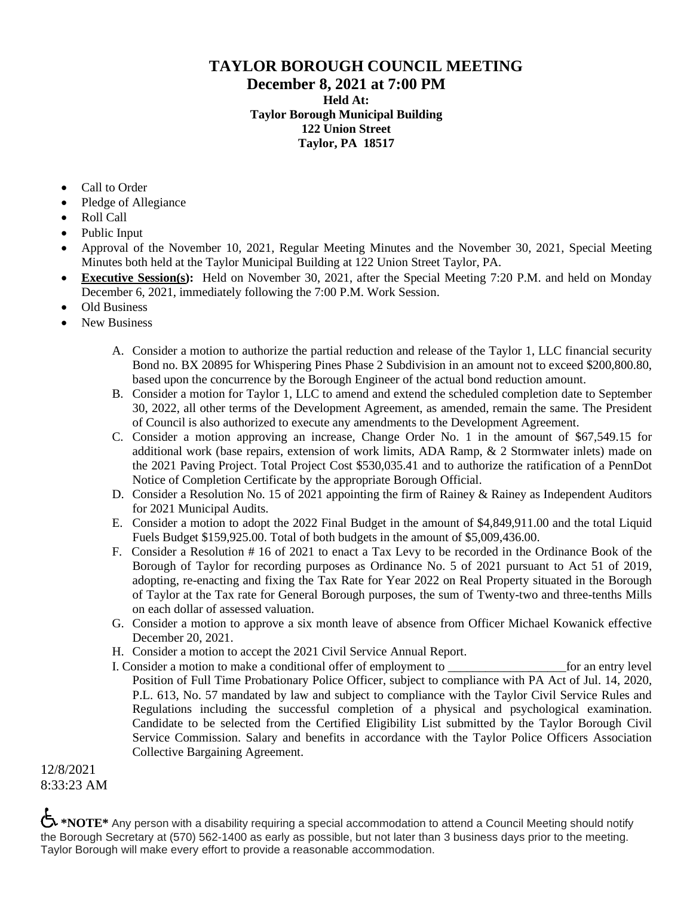# TAYLOR BOROUGH COUNCIL MEETING

## December 8, 2021 at 7:00 PM

**Held At:**
**Taylor Borough Municipal Building**
**122 Union Street**
**Taylor, PA 18517**

- Call to Order
- Pledge of Allegiance
- Roll Call
- Public Input
- Approval of the November 10, 2021, Regular Meeting Minutes and the November 30, 2021, Special Meeting Minutes both held at the Taylor Municipal Building at 122 Union Street Taylor, PA.
- **Executive Session(s):** Held on November 30, 2021, after the Special Meeting 7:20 P.M. and held on Monday December 6, 2021, immediately following the 7:00 P.M. Work Session.
- Old Business
- New Business

A. Consider a motion to authorize the partial reduction and release of the Taylor 1, LLC financial security Bond no. BX 20895 for Whispering Pines Phase 2 Subdivision in an amount not to exceed $200,800.80, based upon the concurrence by the Borough Engineer of the actual bond reduction amount.

B. Consider a motion for Taylor 1, LLC to amend and extend the scheduled completion date to September 30, 2022, all other terms of the Development Agreement, as amended, remain the same. The President of Council is also authorized to execute any amendments to the Development Agreement.

C. Consider a motion approving an increase, Change Order No. 1 in the amount of $67,549.15 for additional work (base repairs, extension of work limits, ADA Ramp, & 2 Stormwater inlets) made on the 2021 Paving Project. Total Project Cost $530,035.41 and to authorize the ratification of a PennDot Notice of Completion Certificate by the appropriate Borough Official.

D. Consider a Resolution No. 15 of 2021 appointing the firm of Rainey & Rainey as Independent Auditors for 2021 Municipal Audits.

E. Consider a motion to adopt the 2022 Final Budget in the amount of $4,849,911.00 and the total Liquid Fuels Budget $159,925.00. Total of both budgets in the amount of $5,009,436.00.

F. Consider a Resolution # 16 of 2021 to enact a Tax Levy to be recorded in the Ordinance Book of the Borough of Taylor for recording purposes as Ordinance No. 5 of 2021 pursuant to Act 51 of 2019, adopting, re-enacting and fixing the Tax Rate for Year 2022 on Real Property situated in the Borough of Taylor at the Tax rate for General Borough purposes, the sum of Twenty-two and three-tenths Mills on each dollar of assessed valuation.

G. Consider a motion to approve a six month leave of absence from Officer Michael Kowanick effective December 20, 2021.

H. Consider a motion to accept the 2021 Civil Service Annual Report.

I. Consider a motion to make a conditional offer of employment to ___________________for an entry level Position of Full Time Probationary Police Officer, subject to compliance with PA Act of Jul. 14, 2020, P.L. 613, No. 57 mandated by law and subject to compliance with the Taylor Civil Service Rules and Regulations including the successful completion of a physical and psychological examination. Candidate to be selected from the Certified Eligibility List submitted by the Taylor Borough Civil Service Commission. Salary and benefits in accordance with the Taylor Police Officers Association Collective Bargaining Agreement.

12/8/2021
8:33:23 AM

♿ **\*NOTE\*** Any person with a disability requiring a special accommodation to attend a Council Meeting should notify the Borough Secretary at (570) 562-1400 as early as possible, but not later than 3 business days prior to the meeting. Taylor Borough will make every effort to provide a reasonable accommodation.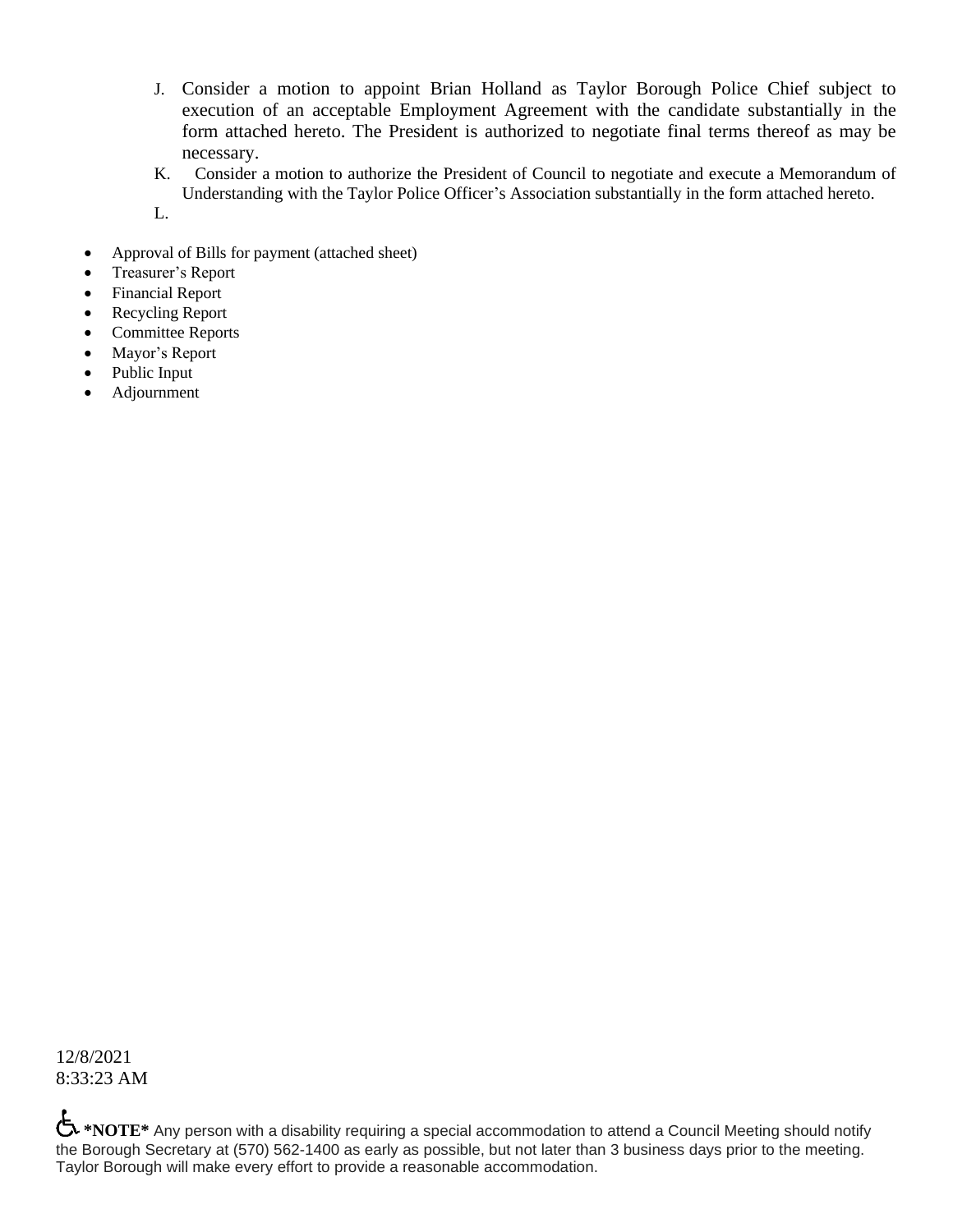J. Consider a motion to appoint Brian Holland as Taylor Borough Police Chief subject to execution of an acceptable Employment Agreement with the candidate substantially in the form attached hereto. The President is authorized to negotiate final terms thereof as may be necessary.

K. Consider a motion to authorize the President of Council to negotiate and execute a Memorandum of Understanding with the Taylor Police Officer's Association substantially in the form attached hereto.

L.

- Approval of Bills for payment (attached sheet)
- Treasurer's Report
- Financial Report
- Recycling Report
- Committee Reports
- Mayor's Report
- Public Input
- Adjournment

12/8/2021
8:33:23 AM

♿ **\*NOTE\*** Any person with a disability requiring a special accommodation to attend a Council Meeting should notify the Borough Secretary at (570) 562-1400 as early as possible, but not later than 3 business days prior to the meeting. Taylor Borough will make every effort to provide a reasonable accommodation.